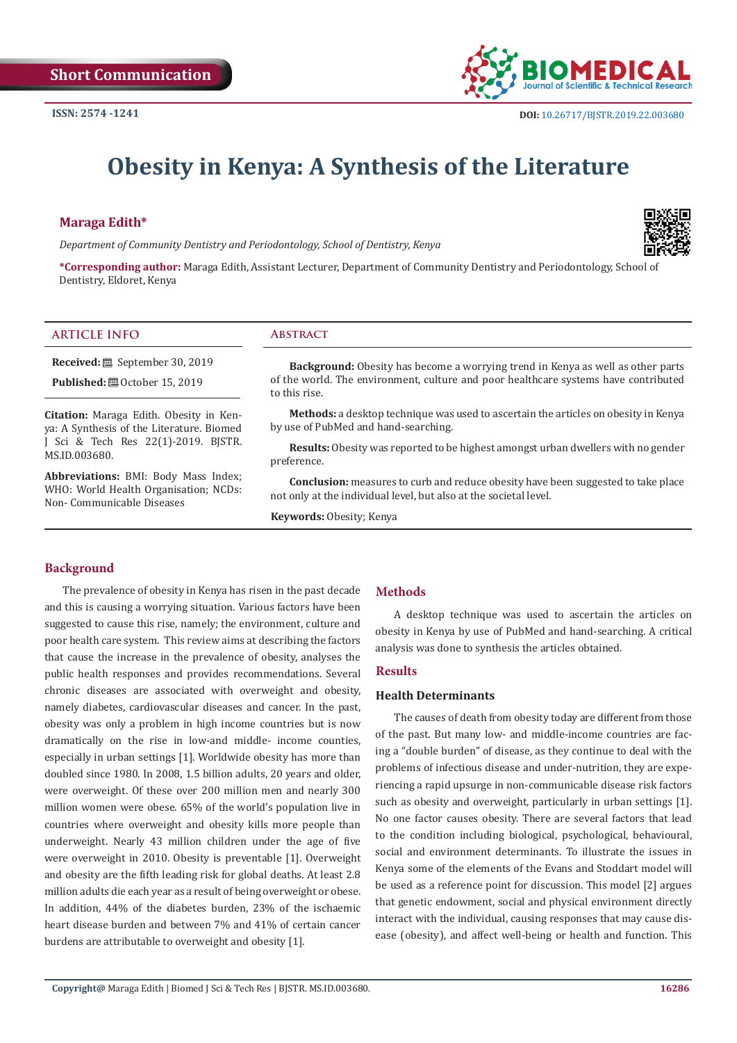Short Communication

ISSN: 2574 -1241

DOI: 10.26717/BJSTR.2019.22.003680

# Obesity in Kenya: A Synthesis of the Literature

**Maraga Edith***

*Department of Community Dentistry and Periodontology, School of Dentistry, Kenya*

**\*Corresponding author:** Maraga Edith, Assistant Lecturer, Department of Community Dentistry and Periodontology, School of Dentistry, Eldoret, Kenya

## ARTICLE INFO

**Received:** September 30, 2019

**Published:** October 15, 2019

**Citation:** Maraga Edith. Obesity in Kenya: A Synthesis of the Literature. Biomed J Sci & Tech Res 22(1)-2019. BJSTR. MS.ID.003680.

**Abbreviations:** BMI: Body Mass Index; WHO: World Health Organisation; NCDs: Non- Communicable Diseases

## Abstract

**Background:** Obesity has become a worrying trend in Kenya as well as other parts of the world. The environment, culture and poor healthcare systems have contributed to this rise.

**Methods:** a desktop technique was used to ascertain the articles on obesity in Kenya by use of PubMed and hand-searching.

**Results:** Obesity was reported to be highest amongst urban dwellers with no gender preference.

**Conclusion:** measures to curb and reduce obesity have been suggested to take place not only at the individual level, but also at the societal level.

**Keywords:** Obesity; Kenya

## Background

The prevalence of obesity in Kenya has risen in the past decade and this is causing a worrying situation. Various factors have been suggested to cause this rise, namely; the environment, culture and poor health care system. This review aims at describing the factors that cause the increase in the prevalence of obesity, analyses the public health responses and provides recommendations. Several chronic diseases are associated with overweight and obesity, namely diabetes, cardiovascular diseases and cancer. In the past, obesity was only a problem in high income countries but is now dramatically on the rise in low-and middle- income counties, especially in urban settings [1]. Worldwide obesity has more than doubled since 1980. In 2008, 1.5 billion adults, 20 years and older, were overweight. Of these over 200 million men and nearly 300 million women were obese. 65% of the world's population live in countries where overweight and obesity kills more people than underweight. Nearly 43 million children under the age of five were overweight in 2010. Obesity is preventable [1]. Overweight and obesity are the fifth leading risk for global deaths. At least 2.8 million adults die each year as a result of being overweight or obese. In addition, 44% of the diabetes burden, 23% of the ischaemic heart disease burden and between 7% and 41% of certain cancer burdens are attributable to overweight and obesity [1].

## Methods

A desktop technique was used to ascertain the articles on obesity in Kenya by use of PubMed and hand-searching. A critical analysis was done to synthesis the articles obtained.

## Results

### Health Determinants

The causes of death from obesity today are different from those of the past. But many low- and middle-income countries are facing a "double burden" of disease, as they continue to deal with the problems of infectious disease and under-nutrition, they are experiencing a rapid upsurge in non-communicable disease risk factors such as obesity and overweight, particularly in urban settings [1]. No one factor causes obesity. There are several factors that lead to the condition including biological, psychological, behavioural, social and environment determinants. To illustrate the issues in Kenya some of the elements of the Evans and Stoddart model will be used as a reference point for discussion. This model [2] argues that genetic endowment, social and physical environment directly interact with the individual, causing responses that may cause disease (obesity), and affect well-being or health and function. This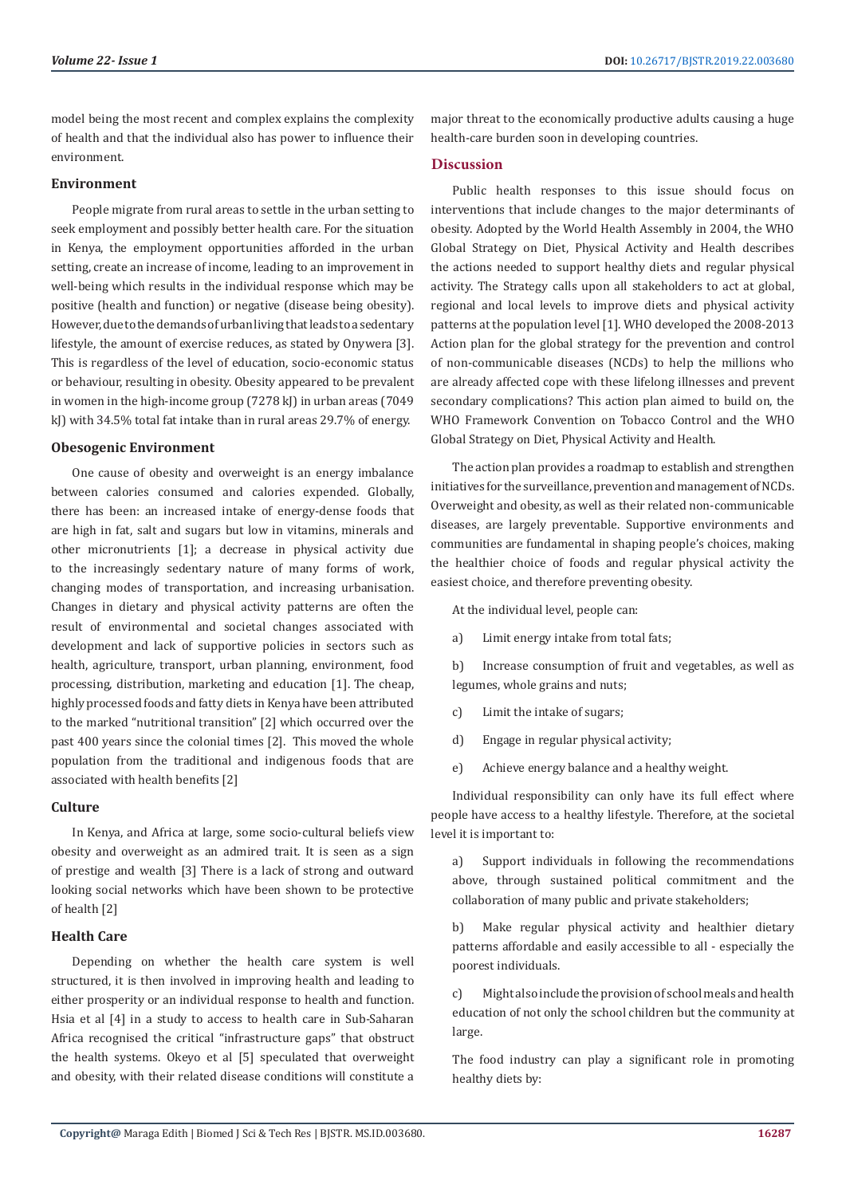model being the most recent and complex explains the complexity of health and that the individual also has power to influence their environment.

### Environment

People migrate from rural areas to settle in the urban setting to seek employment and possibly better health care. For the situation in Kenya, the employment opportunities afforded in the urban setting, create an increase of income, leading to an improvement in well-being which results in the individual response which may be positive (health and function) or negative (disease being obesity). However, due to the demands of urban living that leads to a sedentary lifestyle, the amount of exercise reduces, as stated by Onywera [3]. This is regardless of the level of education, socio-economic status or behaviour, resulting in obesity. Obesity appeared to be prevalent in women in the high-income group (7278 kJ) in urban areas (7049 kJ) with 34.5% total fat intake than in rural areas 29.7% of energy.

### Obesogenic Environment

One cause of obesity and overweight is an energy imbalance between calories consumed and calories expended. Globally, there has been: an increased intake of energy-dense foods that are high in fat, salt and sugars but low in vitamins, minerals and other micronutrients [1]; a decrease in physical activity due to the increasingly sedentary nature of many forms of work, changing modes of transportation, and increasing urbanisation. Changes in dietary and physical activity patterns are often the result of environmental and societal changes associated with development and lack of supportive policies in sectors such as health, agriculture, transport, urban planning, environment, food processing, distribution, marketing and education [1]. The cheap, highly processed foods and fatty diets in Kenya have been attributed to the marked "nutritional transition" [2] which occurred over the past 400 years since the colonial times [2]. This moved the whole population from the traditional and indigenous foods that are associated with health benefits [2]

### Culture

In Kenya, and Africa at large, some socio-cultural beliefs view obesity and overweight as an admired trait. It is seen as a sign of prestige and wealth [3] There is a lack of strong and outward looking social networks which have been shown to be protective of health [2]

### Health Care

Depending on whether the health care system is well structured, it is then involved in improving health and leading to either prosperity or an individual response to health and function. Hsia et al [4] in a study to access to health care in Sub-Saharan Africa recognised the critical "infrastructure gaps" that obstruct the health systems. Okeyo et al [5] speculated that overweight and obesity, with their related disease conditions will constitute a major threat to the economically productive adults causing a huge health-care burden soon in developing countries.

## Discussion

Public health responses to this issue should focus on interventions that include changes to the major determinants of obesity. Adopted by the World Health Assembly in 2004, the WHO Global Strategy on Diet, Physical Activity and Health describes the actions needed to support healthy diets and regular physical activity. The Strategy calls upon all stakeholders to act at global, regional and local levels to improve diets and physical activity patterns at the population level [1]. WHO developed the 2008-2013 Action plan for the global strategy for the prevention and control of non-communicable diseases (NCDs) to help the millions who are already affected cope with these lifelong illnesses and prevent secondary complications? This action plan aimed to build on, the WHO Framework Convention on Tobacco Control and the WHO Global Strategy on Diet, Physical Activity and Health.

The action plan provides a roadmap to establish and strengthen initiatives for the surveillance, prevention and management of NCDs. Overweight and obesity, as well as their related non-communicable diseases, are largely preventable. Supportive environments and communities are fundamental in shaping people's choices, making the healthier choice of foods and regular physical activity the easiest choice, and therefore preventing obesity.

At the individual level, people can:

a) Limit energy intake from total fats;

b) Increase consumption of fruit and vegetables, as well as legumes, whole grains and nuts;

c) Limit the intake of sugars;

d) Engage in regular physical activity;

e) Achieve energy balance and a healthy weight.

Individual responsibility can only have its full effect where people have access to a healthy lifestyle. Therefore, at the societal level it is important to:

a) Support individuals in following the recommendations above, through sustained political commitment and the collaboration of many public and private stakeholders;

b) Make regular physical activity and healthier dietary patterns affordable and easily accessible to all - especially the poorest individuals.

c) Might also include the provision of school meals and health education of not only the school children but the community at large.

The food industry can play a significant role in promoting healthy diets by: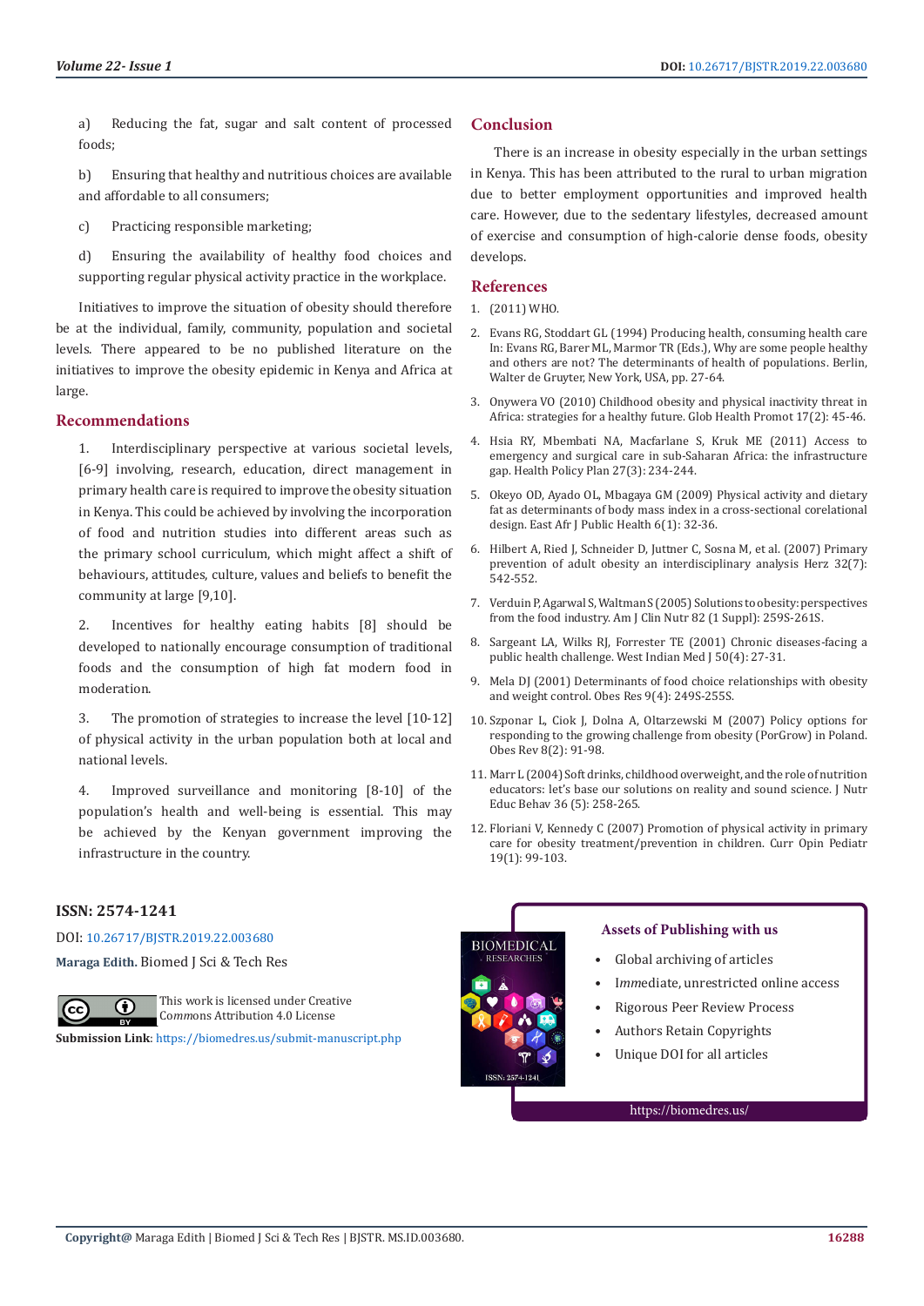a) Reducing the fat, sugar and salt content of processed foods;

b) Ensuring that healthy and nutritious choices are available and affordable to all consumers;

c) Practicing responsible marketing;

d) Ensuring the availability of healthy food choices and supporting regular physical activity practice in the workplace.

Initiatives to improve the situation of obesity should therefore be at the individual, family, community, population and societal levels. There appeared to be no published literature on the initiatives to improve the obesity epidemic in Kenya and Africa at large.

## Recommendations

1. Interdisciplinary perspective at various societal levels, [6-9] involving, research, education, direct management in primary health care is required to improve the obesity situation in Kenya. This could be achieved by involving the incorporation of food and nutrition studies into different areas such as the primary school curriculum, which might affect a shift of behaviours, attitudes, culture, values and beliefs to benefit the community at large [9,10].

2. Incentives for healthy eating habits [8] should be developed to nationally encourage consumption of traditional foods and the consumption of high fat modern food in moderation.

3. The promotion of strategies to increase the level [10-12] of physical activity in the urban population both at local and national levels.

4. Improved surveillance and monitoring [8-10] of the population's health and well-being is essential. This may be achieved by the Kenyan government improving the infrastructure in the country.

## Conclusion

There is an increase in obesity especially in the urban settings in Kenya. This has been attributed to the rural to urban migration due to better employment opportunities and improved health care. However, due to the sedentary lifestyles, decreased amount of exercise and consumption of high-calorie dense foods, obesity develops.

## References

1. (2011) WHO.
2. Evans RG, Stoddart GL (1994) Producing health, consuming health care In: Evans RG, Barer ML, Marmor TR (Eds.), Why are some people healthy and others are not? The determinants of health of populations. Berlin, Walter de Gruyter, New York, USA, pp. 27-64.
3. Onywera VO (2010) Childhood obesity and physical inactivity threat in Africa: strategies for a healthy future. Glob Health Promot 17(2): 45-46.
4. Hsia RY, Mbembati NA, Macfarlane S, Kruk ME (2011) Access to emergency and surgical care in sub-Saharan Africa: the infrastructure gap. Health Policy Plan 27(3): 234-244.
5. Okeyo OD, Ayado OL, Mbagaya GM (2009) Physical activity and dietary fat as determinants of body mass index in a cross-sectional corelational design. East Afr J Public Health 6(1): 32-36.
6. Hilbert A, Ried J, Schneider D, Juttner C, Sosna M, et al. (2007) Primary prevention of adult obesity an interdisciplinary analysis Herz 32(7): 542-552.
7. Verduin P, Agarwal S, Waltman S (2005) Solutions to obesity: perspectives from the food industry. Am J Clin Nutr 82 (1 Suppl): 259S-261S.
8. Sargeant LA, Wilks RJ, Forrester TE (2001) Chronic diseases-facing a public health challenge. West Indian Med J 50(4): 27-31.
9. Mela DJ (2001) Determinants of food choice relationships with obesity and weight control. Obes Res 9(4): 249S-255S.
10. Szponar L, Ciok J, Dolna A, Oltarzewski M (2007) Policy options for responding to the growing challenge from obesity (PorGrow) in Poland. Obes Rev 8(2): 91-98.
11. Marr L (2004) Soft drinks, childhood overweight, and the role of nutrition educators: let's base our solutions on reality and sound science. J Nutr Educ Behav 36 (5): 258-265.
12. Floriani V, Kennedy C (2007) Promotion of physical activity in primary care for obesity treatment/prevention in children. Curr Opin Pediatr 19(1): 99-103.

**ISSN: 2574-1241**

DOI: 10.26717/BJSTR.2019.22.003680

**Maraga Edith.** Biomed J Sci & Tech Res

This work is licensed under Creative Commons Attribution 4.0 License

**Submission Link**: https://biomedres.us/submit-manuscript.php

**Assets of Publishing with us**

- Global archiving of articles
- Immediate, unrestricted online access
- Rigorous Peer Review Process
- Authors Retain Copyrights
- Unique DOI for all articles

https://biomedres.us/